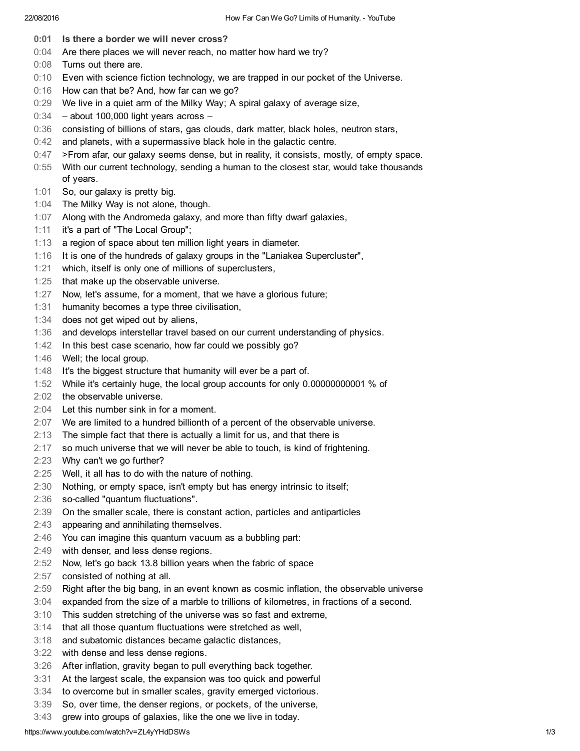0:01 **Is there a border we will never cross?**

0:04 Are there places we will never reach, no matter how hard we try?

0:08 Turns out there are.

0:10 Even with science fiction technology, we are trapped in our pocket of the Universe.

0:16 How can that be? And, how far can we go?

0:29 We live in a quiet arm of the Milky Way; A spiral galaxy of average size,

0:34 – about 100,000 light years across –

0:36 consisting of billions of stars, gas clouds, dark matter, black holes, neutron stars,

0:42 and planets, with a supermassive black hole in the galactic centre.

0:47 >From afar, our galaxy seems dense, but in reality, it consists, mostly, of empty space.

0:55 With our current technology, sending a human to the closest star, would take thousands of years.

1:01 So, our galaxy is pretty big.

1:04 The Milky Way is not alone, though.

1:07 Along with the Andromeda galaxy, and more than fifty dwarf galaxies,

1:11 it's a part of "The Local Group";

1:13 a region of space about ten million light years in diameter.

1:16 It is one of the hundreds of galaxy groups in the "Laniakea Supercluster",

1:21 which, itself is only one of millions of superclusters,

1:25 that make up the observable universe.

1:27 Now, let's assume, for a moment, that we have a glorious future;

1:31 humanity becomes a type three civilisation,

1:34 does not get wiped out by aliens,

1:36 and develops interstellar travel based on our current understanding of physics.

1:42 In this best case scenario, how far could we possibly go?

1:46 Well; the local group.

1:48 It's the biggest structure that humanity will ever be a part of.

1:52 While it's certainly huge, the local group accounts for only 0.00000000001 % of

2:02 the observable universe.

2:04 Let this number sink in for a moment.

2:07 We are limited to a hundred billionth of a percent of the observable universe.

2:13 The simple fact that there is actually a limit for us, and that there is

2:17 so much universe that we will never be able to touch, is kind of frightening.

2:23 Why can't we go further?

2:25 Well, it all has to do with the nature of nothing.

2:30 Nothing, or empty space, isn't empty but has energy intrinsic to itself;

2:36 so-called "quantum fluctuations".

2:39 On the smaller scale, there is constant action, particles and antiparticles

2:43 appearing and annihilating themselves.

2:46 You can imagine this quantum vacuum as a bubbling part:

2:49 with denser, and less dense regions.

2:52 Now, let's go back 13.8 billion years when the fabric of space

2:57 consisted of nothing at all.

2:59 Right after the big bang, in an event known as cosmic inflation, the observable universe

3:04 expanded from the size of a marble to trillions of kilometres, in fractions of a second.

3:10 This sudden stretching of the universe was so fast and extreme,

3:14 that all those quantum fluctuations were stretched as well,

3:18 and subatomic distances became galactic distances,

3:22 with dense and less dense regions.

3:26 After inflation, gravity began to pull everything back together.

3:31 At the largest scale, the expansion was too quick and powerful

3:34 to overcome but in smaller scales, gravity emerged victorious.

3:39 So, over time, the denser regions, or pockets, of the universe,

3:43 grew into groups of galaxies, like the one we live in today.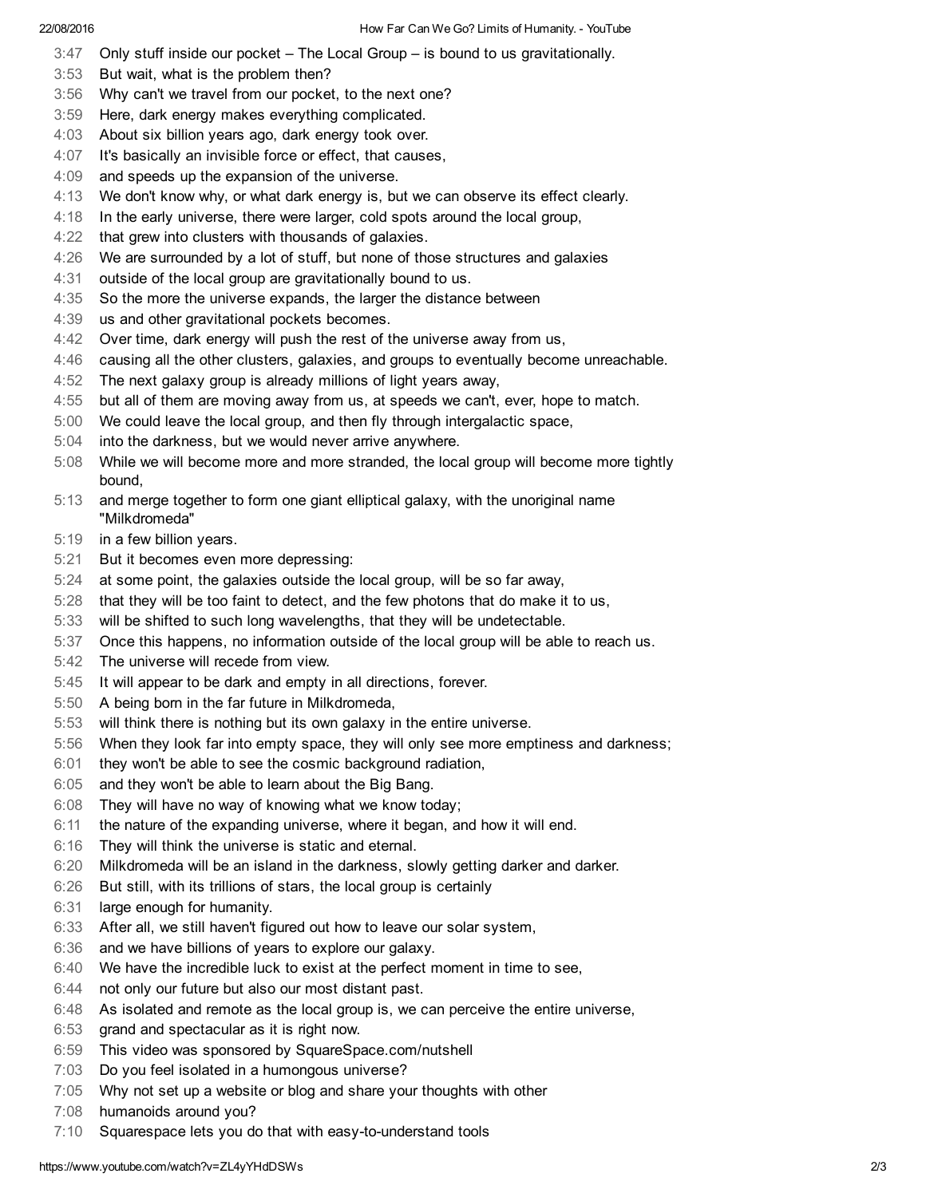3:47 Only stuff inside our pocket – The Local Group – is bound to us gravitationally.
3:53 But wait, what is the problem then?
3:56 Why can't we travel from our pocket, to the next one?
3:59 Here, dark energy makes everything complicated.
4:03 About six billion years ago, dark energy took over.
4:07 It's basically an invisible force or effect, that causes,
4:09 and speeds up the expansion of the universe.
4:13 We don't know why, or what dark energy is, but we can observe its effect clearly.
4:18 In the early universe, there were larger, cold spots around the local group,
4:22 that grew into clusters with thousands of galaxies.
4:26 We are surrounded by a lot of stuff, but none of those structures and galaxies
4:31 outside of the local group are gravitationally bound to us.
4:35 So the more the universe expands, the larger the distance between
4:39 us and other gravitational pockets becomes.
4:42 Over time, dark energy will push the rest of the universe away from us,
4:46 causing all the other clusters, galaxies, and groups to eventually become unreachable.
4:52 The next galaxy group is already millions of light years away,
4:55 but all of them are moving away from us, at speeds we can't, ever, hope to match.
5:00 We could leave the local group, and then fly through intergalactic space,
5:04 into the darkness, but we would never arrive anywhere.
5:08 While we will become more and more stranded, the local group will become more tightly bound,
5:13 and merge together to form one giant elliptical galaxy, with the unoriginal name "Milkdromeda"
5:19 in a few billion years.
5:21 But it becomes even more depressing:
5:24 at some point, the galaxies outside the local group, will be so far away,
5:28 that they will be too faint to detect, and the few photons that do make it to us,
5:33 will be shifted to such long wavelengths, that they will be undetectable.
5:37 Once this happens, no information outside of the local group will be able to reach us.
5:42 The universe will recede from view.
5:45 It will appear to be dark and empty in all directions, forever.
5:50 A being born in the far future in Milkdromeda,
5:53 will think there is nothing but its own galaxy in the entire universe.
5:56 When they look far into empty space, they will only see more emptiness and darkness;
6:01 they won't be able to see the cosmic background radiation,
6:05 and they won't be able to learn about the Big Bang.
6:08 They will have no way of knowing what we know today;
6:11 the nature of the expanding universe, where it began, and how it will end.
6:16 They will think the universe is static and eternal.
6:20 Milkdromeda will be an island in the darkness, slowly getting darker and darker.
6:26 But still, with its trillions of stars, the local group is certainly
6:31 large enough for humanity.
6:33 After all, we still haven't figured out how to leave our solar system,
6:36 and we have billions of years to explore our galaxy.
6:40 We have the incredible luck to exist at the perfect moment in time to see,
6:44 not only our future but also our most distant past.
6:48 As isolated and remote as the local group is, we can perceive the entire universe,
6:53 grand and spectacular as it is right now.
6:59 This video was sponsored by SquareSpace.com/nutshell
7:03 Do you feel isolated in a humongous universe?
7:05 Why not set up a website or blog and share your thoughts with other
7:08 humanoids around you?
7:10 Squarespace lets you do that with easy-to-understand tools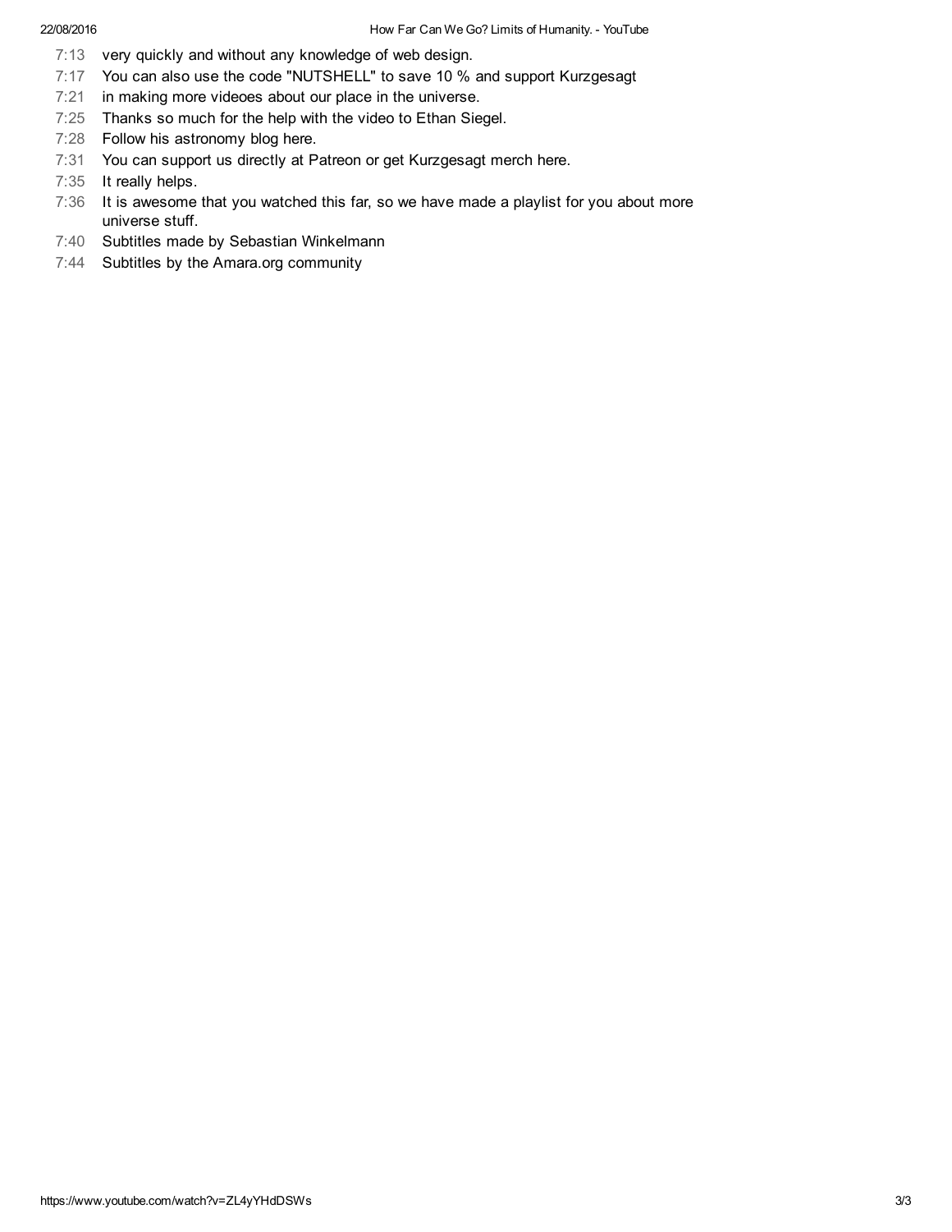7:13 very quickly and without any knowledge of web design.

7:17 You can also use the code "NUTSHELL" to save 10 % and support Kurzgesagt

7:21 in making more videoes about our place in the universe.

7:25 Thanks so much for the help with the video to Ethan Siegel.

7:28 Follow his astronomy blog here.

7:31 You can support us directly at Patreon or get Kurzgesagt merch here.

7:35 It really helps.

7:36 It is awesome that you watched this far, so we have made a playlist for you about more universe stuff.

7:40 Subtitles made by Sebastian Winkelmann

7:44 Subtitles by the Amara.org community